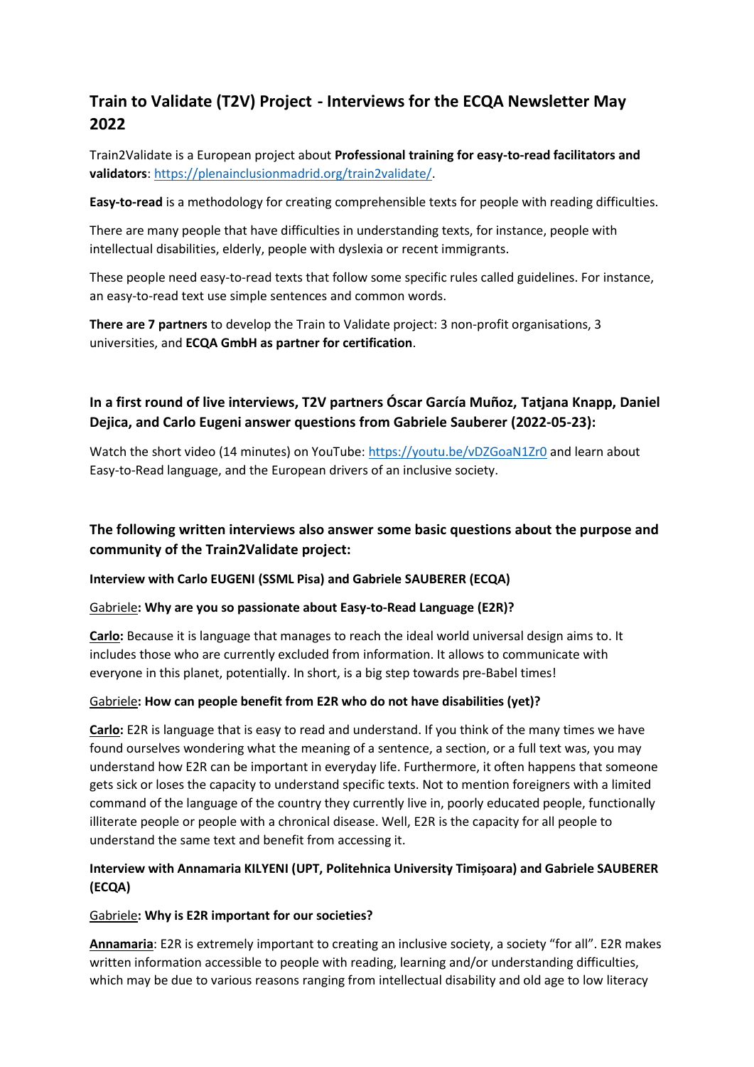# Train to Validate (T2V) Project - Interviews for the ECQA Newsletter May 2022

Train2Validate is a European project about **Professional training for easy-to-read facilitators and validators**: https://plenainclusionmadrid.org/train2validate/.

**Easy-to-read** is a methodology for creating comprehensible texts for people with reading difficulties.

There are many people that have difficulties in understanding texts, for instance, people with intellectual disabilities, elderly, people with dyslexia or recent immigrants.

These people need easy-to-read texts that follow some specific rules called guidelines. For instance, an easy-to-read text use simple sentences and common words.

**There are 7 partners** to develop the Train to Validate project: 3 non-profit organisations, 3 universities, and **ECQA GmbH as partner for certification**.

## In a first round of live interviews, T2V partners Óscar García Muñoz, Tatjana Knapp, Daniel Dejica, and Carlo Eugeni answer questions from Gabriele Sauberer (2022-05-23):

Watch the short video (14 minutes) on YouTube: https://youtu.be/vDZGoaN1Zr0 and learn about Easy-to-Read language, and the European drivers of an inclusive society.

## The following written interviews also answer some basic questions about the purpose and community of the Train2Validate project:

**Interview with Carlo EUGENI (SSML Pisa) and Gabriele SAUBERER (ECQA)**

Gabriele**: Why are you so passionate about Easy-to-Read Language (E2R)?**

**Carlo:** Because it is language that manages to reach the ideal world universal design aims to. It includes those who are currently excluded from information. It allows to communicate with everyone in this planet, potentially. In short, is a big step towards pre-Babel times!

Gabriele**: How can people benefit from E2R who do not have disabilities (yet)?**

**Carlo:** E2R is language that is easy to read and understand. If you think of the many times we have found ourselves wondering what the meaning of a sentence, a section, or a full text was, you may understand how E2R can be important in everyday life. Furthermore, it often happens that someone gets sick or loses the capacity to understand specific texts. Not to mention foreigners with a limited command of the language of the country they currently live in, poorly educated people, functionally illiterate people or people with a chronical disease. Well, E2R is the capacity for all people to understand the same text and benefit from accessing it.

**Interview with Annamaria KILYENI (UPT, Politehnica University Timișoara) and Gabriele SAUBERER (ECQA)**

Gabriele**: Why is E2R important for our societies?**

**Annamaria**: E2R is extremely important to creating an inclusive society, a society "for all". E2R makes written information accessible to people with reading, learning and/or understanding difficulties, which may be due to various reasons ranging from intellectual disability and old age to low literacy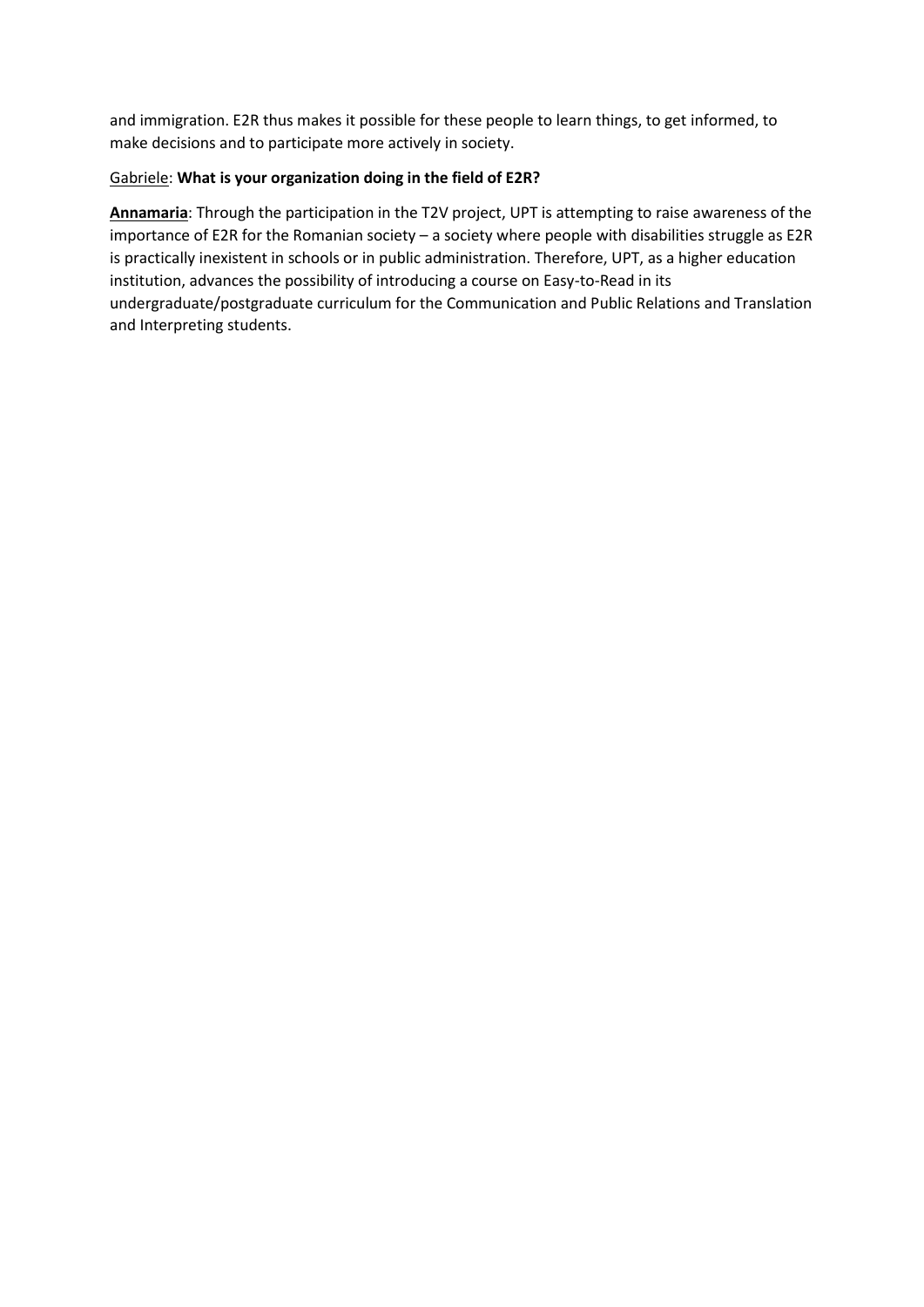and immigration. E2R thus makes it possible for these people to learn things, to get informed, to make decisions and to participate more actively in society.

<u>Gabriele</u>: **What is your organization doing in the field of E2R?**

**<u>Annamaria</u>**: Through the participation in the T2V project, UPT is attempting to raise awareness of the importance of E2R for the Romanian society – a society where people with disabilities struggle as E2R is practically inexistent in schools or in public administration. Therefore, UPT, as a higher education institution, advances the possibility of introducing a course on Easy-to-Read in its undergraduate/postgraduate curriculum for the Communication and Public Relations and Translation and Interpreting students.